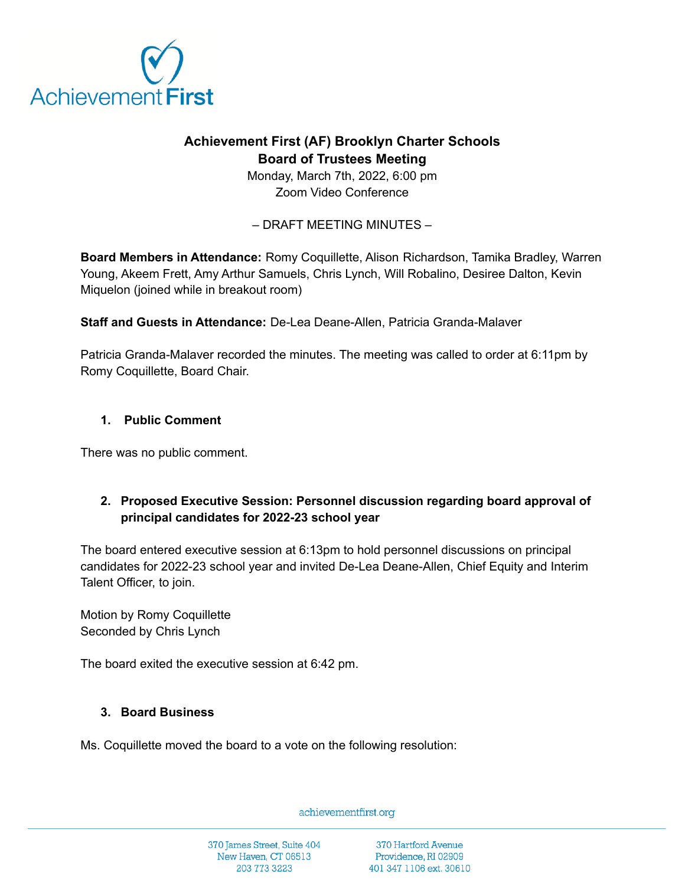# Achievement First (AF) Brooklyn Charter Schools
## Board of Trustees Meeting

Monday, March 7th, 2022, 6:00 pm
Zoom Video Conference

– DRAFT MEETING MINUTES –

**Board Members in Attendance:** Romy Coquillette, Alison Richardson, Tamika Bradley, Warren Young, Akeem Frett, Amy Arthur Samuels, Chris Lynch, Will Robalino, Desiree Dalton, Kevin Miquelon (joined while in breakout room)

**Staff and Guests in Attendance:** De-Lea Deane-Allen, Patricia Granda-Malaver

Patricia Granda-Malaver recorded the minutes. The meeting was called to order at 6:11pm by Romy Coquillette, Board Chair.

### 1. Public Comment

There was no public comment.

### 2. Proposed Executive Session: Personnel discussion regarding board approval of principal candidates for 2022-23 school year

The board entered executive session at 6:13pm to hold personnel discussions on principal candidates for 2022-23 school year and invited De-Lea Deane-Allen, Chief Equity and Interim Talent Officer, to join.

Motion by Romy Coquillette
Seconded by Chris Lynch

The board exited the executive session at 6:42 pm.

### 3. Board Business

Ms. Coquillette moved the board to a vote on the following resolution: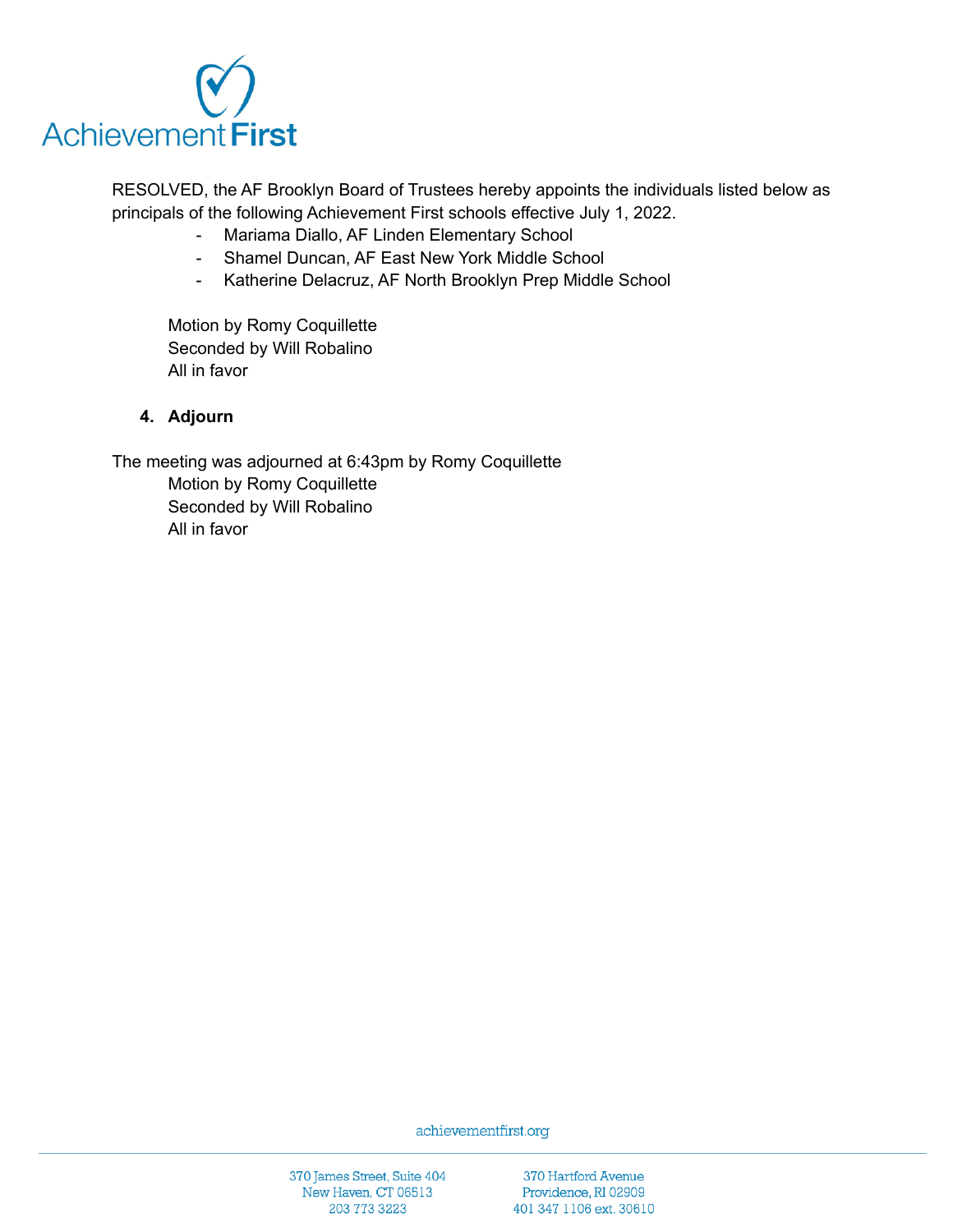RESOLVED, the AF Brooklyn Board of Trustees hereby appoints the individuals listed below as principals of the following Achievement First schools effective July 1, 2022.

- Mariama Diallo, AF Linden Elementary School
- Shamel Duncan, AF East New York Middle School
- Katherine Delacruz, AF North Brooklyn Prep Middle School

Motion by Romy Coquillette
Seconded by Will Robalino
All in favor

**4. Adjourn**

The meeting was adjourned at 6:43pm by Romy Coquillette
Motion by Romy Coquillette
Seconded by Will Robalino
All in favor